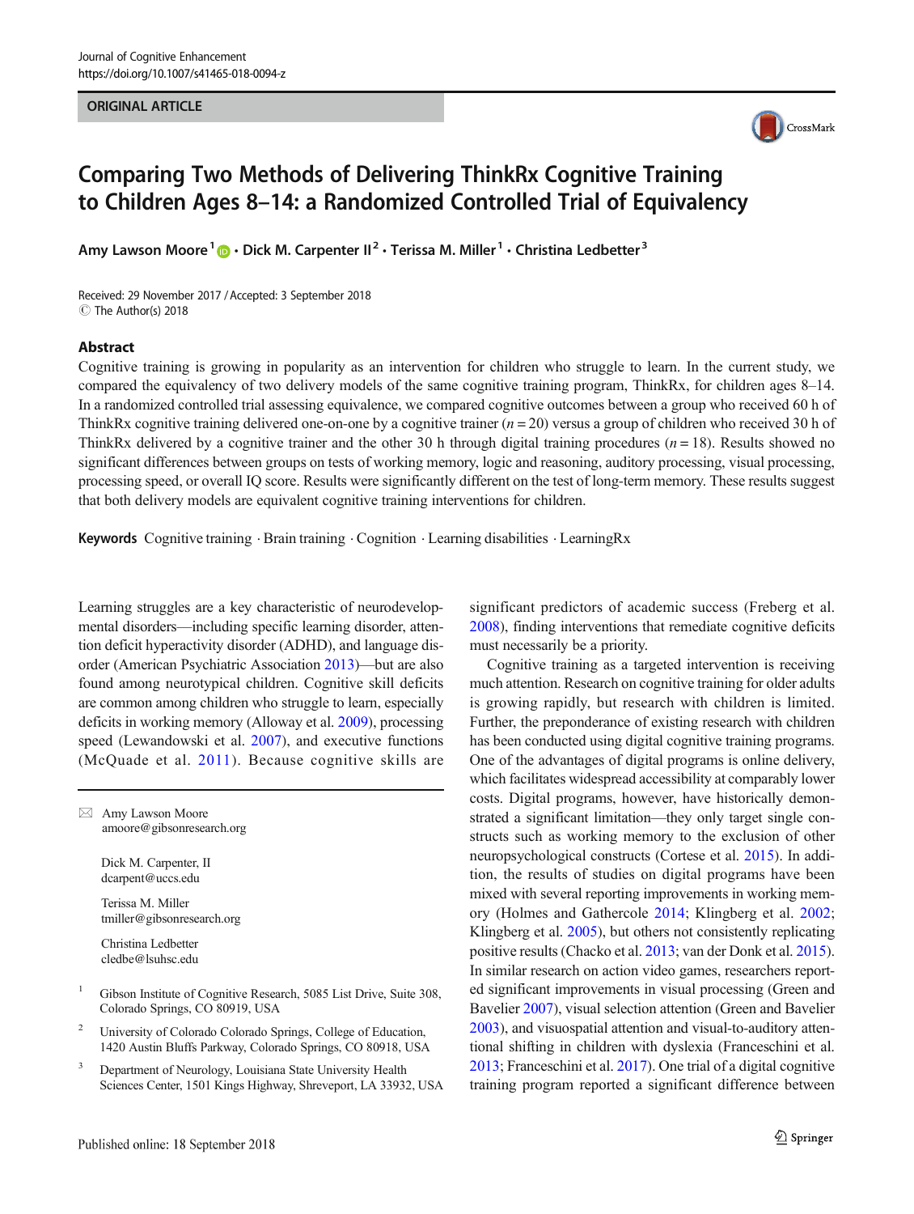Journal of Cognitive Enhancement
https://doi.org/10.1007/s41465-018-0094-z

ORIGINAL ARTICLE

# Comparing Two Methods of Delivering ThinkRx Cognitive Training to Children Ages 8–14: a Randomized Controlled Trial of Equivalency

Amy Lawson Moore[1] · Dick M. Carpenter II[2] · Terissa M. Miller[1] · Christina Ledbetter[3]

Received: 29 November 2017 / Accepted: 3 September 2018
© The Author(s) 2018

## Abstract

Cognitive training is growing in popularity as an intervention for children who struggle to learn. In the current study, we compared the equivalency of two delivery models of the same cognitive training program, ThinkRx, for children ages 8–14. In a randomized controlled trial assessing equivalence, we compared cognitive outcomes between a group who received 60 h of ThinkRx cognitive training delivered one-on-one by a cognitive trainer ($n = 20$) versus a group of children who received 30 h of ThinkRx delivered by a cognitive trainer and the other 30 h through digital training procedures ($n = 18$). Results showed no significant differences between groups on tests of working memory, logic and reasoning, auditory processing, visual processing, processing speed, or overall IQ score. Results were significantly different on the test of long-term memory. These results suggest that both delivery models are equivalent cognitive training interventions for children.

**Keywords** Cognitive training · Brain training · Cognition · Learning disabilities · LearningRx

Learning struggles are a key characteristic of neurodevelopmental disorders—including specific learning disorder, attention deficit hyperactivity disorder (ADHD), and language disorder (American Psychiatric Association 2013)—but are also found among neurotypical children. Cognitive skill deficits are common among children who struggle to learn, especially deficits in working memory (Alloway et al. 2009), processing speed (Lewandowski et al. 2007), and executive functions (McQuade et al. 2011). Because cognitive skills are significant predictors of academic success (Freberg et al. 2008), finding interventions that remediate cognitive deficits must necessarily be a priority.

Cognitive training as a targeted intervention is receiving much attention. Research on cognitive training for older adults is growing rapidly, but research with children is limited. Further, the preponderance of existing research with children has been conducted using digital cognitive training programs. One of the advantages of digital programs is online delivery, which facilitates widespread accessibility at comparably lower costs. Digital programs, however, have historically demonstrated a significant limitation—they only target single constructs such as working memory to the exclusion of other neuropsychological constructs (Cortese et al. 2015). In addition, the results of studies on digital programs have been mixed with several reporting improvements in working memory (Holmes and Gathercole 2014; Klingberg et al. 2002; Klingberg et al. 2005), but others not consistently replicating positive results (Chacko et al. 2013; van der Donk et al. 2015). In similar research on action video games, researchers reported significant improvements in visual processing (Green and Bavelier 2007), visual selection attention (Green and Bavelier 2003), and visuospatial attention and visual-to-auditory attentional shifting in children with dyslexia (Franceschini et al. 2013; Franceschini et al. 2017). One trial of a digital cognitive training program reported a significant difference between

---

✉ Amy Lawson Moore
amoore@gibsonresearch.org

Dick M. Carpenter, II
dcarpent@uccs.edu

Terissa M. Miller
tmiller@gibsonresearch.org

Christina Ledbetter
cledbe@lsuhsc.edu

[1] Gibson Institute of Cognitive Research, 5085 List Drive, Suite 308, Colorado Springs, CO 80919, USA

[2] University of Colorado Colorado Springs, College of Education, 1420 Austin Bluffs Parkway, Colorado Springs, CO 80918, USA

[3] Department of Neurology, Louisiana State University Health Sciences Center, 1501 Kings Highway, Shreveport, LA 33932, USA

Published online: 18 September 2018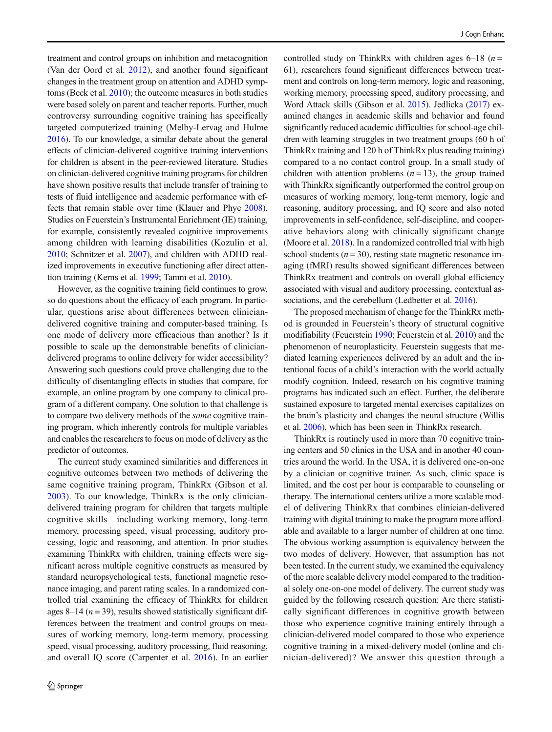treatment and control groups on inhibition and metacognition (Van der Oord et al. 2012), and another found significant changes in the treatment group on attention and ADHD symptoms (Beck et al. 2010); the outcome measures in both studies were based solely on parent and teacher reports. Further, much controversy surrounding cognitive training has specifically targeted computerized training (Melby-Lervag and Hulme 2016). To our knowledge, a similar debate about the general effects of clinician-delivered cognitive training interventions for children is absent in the peer-reviewed literature. Studies on clinician-delivered cognitive training programs for children have shown positive results that include transfer of training to tests of fluid intelligence and academic performance with effects that remain stable over time (Klauer and Phye 2008). Studies on Feuerstein's Instrumental Enrichment (IE) training, for example, consistently revealed cognitive improvements among children with learning disabilities (Kozulin et al. 2010; Schnitzer et al. 2007), and children with ADHD realized improvements in executive functioning after direct attention training (Kerns et al. 1999; Tamm et al. 2010).

However, as the cognitive training field continues to grow, so do questions about the efficacy of each program. In particular, questions arise about differences between clinician-delivered cognitive training and computer-based training. Is one mode of delivery more efficacious than another? Is it possible to scale up the demonstrable benefits of clinician-delivered programs to online delivery for wider accessibility? Answering such questions could prove challenging due to the difficulty of disentangling effects in studies that compare, for example, an online program by one company to clinical program of a different company. One solution to that challenge is to compare two delivery methods of the *same* cognitive training program, which inherently controls for multiple variables and enables the researchers to focus on mode of delivery as the predictor of outcomes.

The current study examined similarities and differences in cognitive outcomes between two methods of delivering the same cognitive training program, ThinkRx (Gibson et al. 2003). To our knowledge, ThinkRx is the only clinician-delivered training program for children that targets multiple cognitive skills—including working memory, long-term memory, processing speed, visual processing, auditory processing, logic and reasoning, and attention. In prior studies examining ThinkRx with children, training effects were significant across multiple cognitive constructs as measured by standard neuropsychological tests, functional magnetic resonance imaging, and parent rating scales. In a randomized controlled trial examining the efficacy of ThinkRx for children ages 8–14 ($n = 39$), results showed statistically significant differences between the treatment and control groups on measures of working memory, long-term memory, processing speed, visual processing, auditory processing, fluid reasoning, and overall IQ score (Carpenter et al. 2016). In an earlier controlled study on ThinkRx with children ages 6–18 ($n = 61$), researchers found significant differences between treatment and controls on long-term memory, logic and reasoning, working memory, processing speed, auditory processing, and Word Attack skills (Gibson et al. 2015). Jedlicka (2017) examined changes in academic skills and behavior and found significantly reduced academic difficulties for school-age children with learning struggles in two treatment groups (60 h of ThinkRx training and 120 h of ThinkRx plus reading training) compared to a no contact control group. In a small study of children with attention problems ($n = 13$), the group trained with ThinkRx significantly outperformed the control group on measures of working memory, long-term memory, logic and reasoning, auditory processing, and IQ score and also noted improvements in self-confidence, self-discipline, and cooperative behaviors along with clinically significant change (Moore et al. 2018). In a randomized controlled trial with high school students ($n = 30$), resting state magnetic resonance imaging (fMRI) results showed significant differences between ThinkRx treatment and controls on overall global efficiency associated with visual and auditory processing, contextual associations, and the cerebellum (Ledbetter et al. 2016).

The proposed mechanism of change for the ThinkRx method is grounded in Feuerstein's theory of structural cognitive modifiability (Feuerstein 1990; Feuerstein et al. 2010) and the phenomenon of neuroplasticity. Feuerstein suggests that mediated learning experiences delivered by an adult and the intentional focus of a child's interaction with the world actually modify cognition. Indeed, research on his cognitive training programs has indicated such an effect. Further, the deliberate sustained exposure to targeted mental exercises capitalizes on the brain's plasticity and changes the neural structure (Willis et al. 2006), which has been seen in ThinkRx research.

ThinkRx is routinely used in more than 70 cognitive training centers and 50 clinics in the USA and in another 40 countries around the world. In the USA, it is delivered one-on-one by a clinician or cognitive trainer. As such, clinic space is limited, and the cost per hour is comparable to counseling or therapy. The international centers utilize a more scalable model of delivering ThinkRx that combines clinician-delivered training with digital training to make the program more affordable and available to a larger number of children at one time. The obvious working assumption is equivalency between the two modes of delivery. However, that assumption has not been tested. In the current study, we examined the equivalency of the more scalable delivery model compared to the traditional solely one-on-one model of delivery. The current study was guided by the following research question: Are there statistically significant differences in cognitive growth between those who experience cognitive training entirely through a clinician-delivered model compared to those who experience cognitive training in a mixed-delivery model (online and clinician-delivered)? We answer this question through a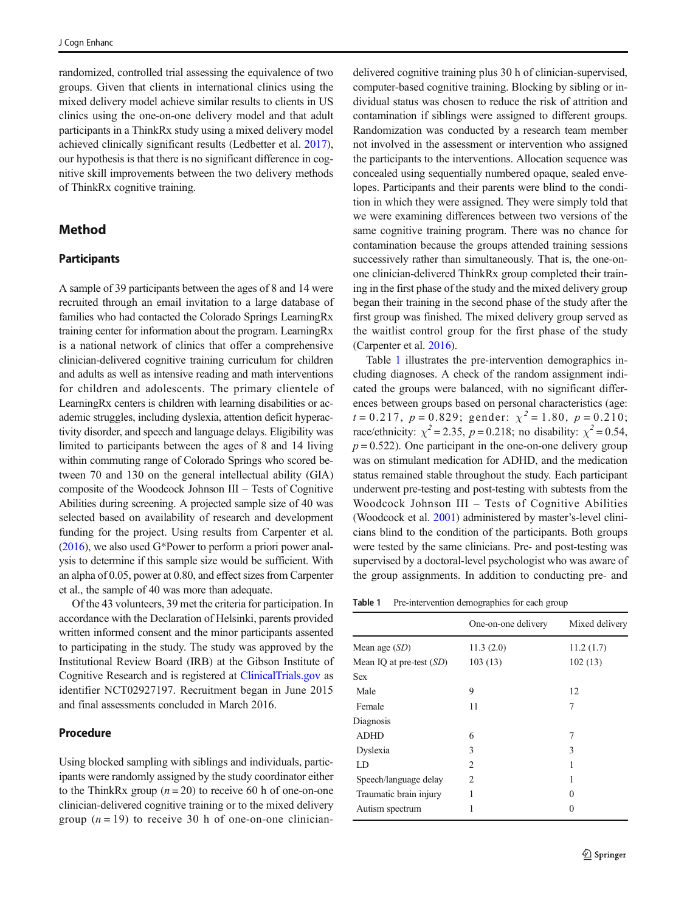randomized, controlled trial assessing the equivalence of two groups. Given that clients in international clinics using the mixed delivery model achieve similar results to clients in US clinics using the one-on-one delivery model and that adult participants in a ThinkRx study using a mixed delivery model achieved clinically significant results (Ledbetter et al. 2017), our hypothesis is that there is no significant difference in cognitive skill improvements between the two delivery methods of ThinkRx cognitive training.

## Method

### Participants

A sample of 39 participants between the ages of 8 and 14 were recruited through an email invitation to a large database of families who had contacted the Colorado Springs LearningRx training center for information about the program. LearningRx is a national network of clinics that offer a comprehensive clinician-delivered cognitive training curriculum for children and adults as well as intensive reading and math interventions for children and adolescents. The primary clientele of LearningRx centers is children with learning disabilities or academic struggles, including dyslexia, attention deficit hyperactivity disorder, and speech and language delays. Eligibility was limited to participants between the ages of 8 and 14 living within commuting range of Colorado Springs who scored between 70 and 130 on the general intellectual ability (GIA) composite of the Woodcock Johnson III – Tests of Cognitive Abilities during screening. A projected sample size of 40 was selected based on availability of research and development funding for the project. Using results from Carpenter et al. (2016), we also used G*Power to perform a priori power analysis to determine if this sample size would be sufficient. With an alpha of 0.05, power at 0.80, and effect sizes from Carpenter et al., the sample of 40 was more than adequate.

Of the 43 volunteers, 39 met the criteria for participation. In accordance with the Declaration of Helsinki, parents provided written informed consent and the minor participants assented to participating in the study. The study was approved by the Institutional Review Board (IRB) at the Gibson Institute of Cognitive Research and is registered at ClinicalTrials.gov as identifier NCT02927197. Recruitment began in June 2015 and final assessments concluded in March 2016.

### Procedure

Using blocked sampling with siblings and individuals, participants were randomly assigned by the study coordinator either to the ThinkRx group ($n = 20$) to receive 60 h of one-on-one clinician-delivered cognitive training or to the mixed delivery group ($n = 19$) to receive 30 h of one-on-one clinician-delivered cognitive training plus 30 h of clinician-supervised, computer-based cognitive training. Blocking by sibling or individual status was chosen to reduce the risk of attrition and contamination if siblings were assigned to different groups. Randomization was conducted by a research team member not involved in the assessment or intervention who assigned the participants to the interventions. Allocation sequence was concealed using sequentially numbered opaque, sealed envelopes. Participants and their parents were blind to the condition in which they were assigned. They were simply told that we were examining differences between two versions of the same cognitive training program. There was no chance for contamination because the groups attended training sessions successively rather than simultaneously. That is, the one-on-one clinician-delivered ThinkRx group completed their training in the first phase of the study and the mixed delivery group began their training in the second phase of the study after the first group was finished. The mixed delivery group served as the waitlist control group for the first phase of the study (Carpenter et al. 2016).

Table 1 illustrates the pre-intervention demographics including diagnoses. A check of the random assignment indicated the groups were balanced, with no significant differences between groups based on personal characteristics (age: $t = 0.217$, $p = 0.829$; gender: $\chi^2 = 1.80$, $p = 0.210$; race/ethnicity: $\chi^2 = 2.35$, $p = 0.218$; no disability: $\chi^2 = 0.54$, $p = 0.522$). One participant in the one-on-one delivery group was on stimulant medication for ADHD, and the medication status remained stable throughout the study. Each participant underwent pre-testing and post-testing with subtests from the Woodcock Johnson III – Tests of Cognitive Abilities (Woodcock et al. 2001) administered by master's-level clinicians blind to the condition of the participants. Both groups were tested by the same clinicians. Pre- and post-testing was supervised by a doctoral-level psychologist who was aware of the group assignments. In addition to conducting pre- and

**Table 1** Pre-intervention demographics for each group

| | One-on-one delivery | Mixed delivery |
|---|---|---|
| Mean age (*SD*) | 11.3 (2.0) | 11.2 (1.7) |
| Mean IQ at pre-test (*SD*) | 103 (13) | 102 (13) |
| Sex | | |
| Male | 9 | 12 |
| Female | 11 | 7 |
| Diagnosis | | |
| ADHD | 6 | 7 |
| Dyslexia | 3 | 3 |
| LD | 2 | 1 |
| Speech/language delay | 2 | 1 |
| Traumatic brain injury | 1 | 0 |
| Autism spectrum | 1 | 0 |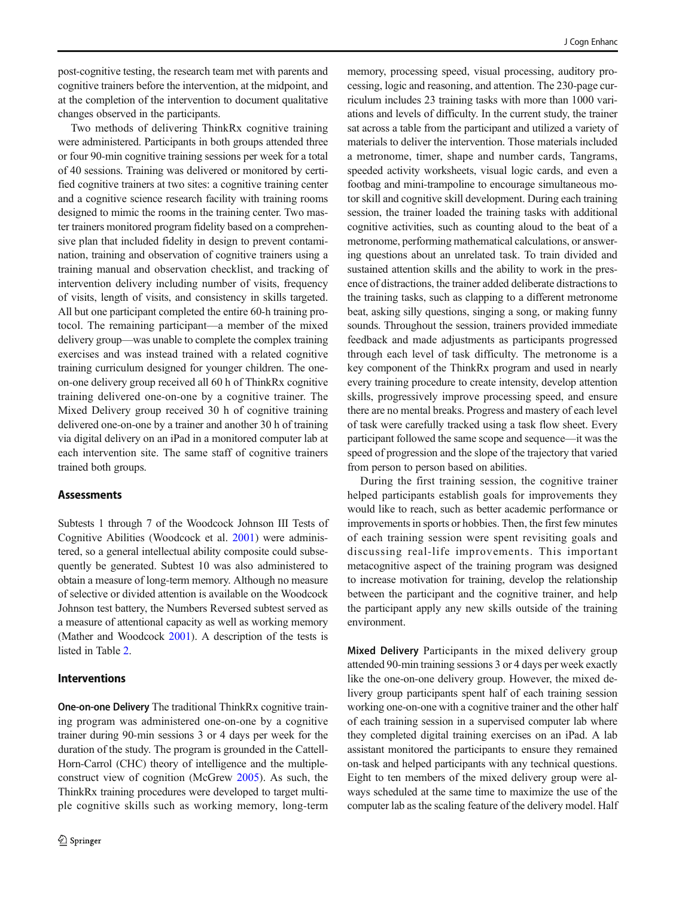post-cognitive testing, the research team met with parents and cognitive trainers before the intervention, at the midpoint, and at the completion of the intervention to document qualitative changes observed in the participants.

Two methods of delivering ThinkRx cognitive training were administered. Participants in both groups attended three or four 90-min cognitive training sessions per week for a total of 40 sessions. Training was delivered or monitored by certified cognitive trainers at two sites: a cognitive training center and a cognitive science research facility with training rooms designed to mimic the rooms in the training center. Two master trainers monitored program fidelity based on a comprehensive plan that included fidelity in design to prevent contamination, training and observation of cognitive trainers using a training manual and observation checklist, and tracking of intervention delivery including number of visits, frequency of visits, length of visits, and consistency in skills targeted. All but one participant completed the entire 60-h training protocol. The remaining participant—a member of the mixed delivery group—was unable to complete the complex training exercises and was instead trained with a related cognitive training curriculum designed for younger children. The one-on-one delivery group received all 60 h of ThinkRx cognitive training delivered one-on-one by a cognitive trainer. The Mixed Delivery group received 30 h of cognitive training delivered one-on-one by a trainer and another 30 h of training via digital delivery on an iPad in a monitored computer lab at each intervention site. The same staff of cognitive trainers trained both groups.

## Assessments

Subtests 1 through 7 of the Woodcock Johnson III Tests of Cognitive Abilities (Woodcock et al. 2001) were administered, so a general intellectual ability composite could subsequently be generated. Subtest 10 was also administered to obtain a measure of long-term memory. Although no measure of selective or divided attention is available on the Woodcock Johnson test battery, the Numbers Reversed subtest served as a measure of attentional capacity as well as working memory (Mather and Woodcock 2001). A description of the tests is listed in Table 2.

## Interventions

**One-on-one Delivery** The traditional ThinkRx cognitive training program was administered one-on-one by a cognitive trainer during 90-min sessions 3 or 4 days per week for the duration of the study. The program is grounded in the Cattell-Horn-Carrol (CHC) theory of intelligence and the multiple-construct view of cognition (McGrew 2005). As such, the ThinkRx training procedures were developed to target multiple cognitive skills such as working memory, long-term memory, processing speed, visual processing, auditory processing, logic and reasoning, and attention. The 230-page curriculum includes 23 training tasks with more than 1000 variations and levels of difficulty. In the current study, the trainer sat across a table from the participant and utilized a variety of materials to deliver the intervention. Those materials included a metronome, timer, shape and number cards, Tangrams, speeded activity worksheets, visual logic cards, and even a footbag and mini-trampoline to encourage simultaneous motor skill and cognitive skill development. During each training session, the trainer loaded the training tasks with additional cognitive activities, such as counting aloud to the beat of a metronome, performing mathematical calculations, or answering questions about an unrelated task. To train divided and sustained attention skills and the ability to work in the presence of distractions, the trainer added deliberate distractions to the training tasks, such as clapping to a different metronome beat, asking silly questions, singing a song, or making funny sounds. Throughout the session, trainers provided immediate feedback and made adjustments as participants progressed through each level of task difficulty. The metronome is a key component of the ThinkRx program and used in nearly every training procedure to create intensity, develop attention skills, progressively improve processing speed, and ensure there are no mental breaks. Progress and mastery of each level of task were carefully tracked using a task flow sheet. Every participant followed the same scope and sequence—it was the speed of progression and the slope of the trajectory that varied from person to person based on abilities.

During the first training session, the cognitive trainer helped participants establish goals for improvements they would like to reach, such as better academic performance or improvements in sports or hobbies. Then, the first few minutes of each training session were spent revisiting goals and discussing real-life improvements. This important metacognitive aspect of the training program was designed to increase motivation for training, develop the relationship between the participant and the cognitive trainer, and help the participant apply any new skills outside of the training environment.

**Mixed Delivery** Participants in the mixed delivery group attended 90-min training sessions 3 or 4 days per week exactly like the one-on-one delivery group. However, the mixed delivery group participants spent half of each training session working one-on-one with a cognitive trainer and the other half of each training session in a supervised computer lab where they completed digital training exercises on an iPad. A lab assistant monitored the participants to ensure they remained on-task and helped participants with any technical questions. Eight to ten members of the mixed delivery group were always scheduled at the same time to maximize the use of the computer lab as the scaling feature of the delivery model. Half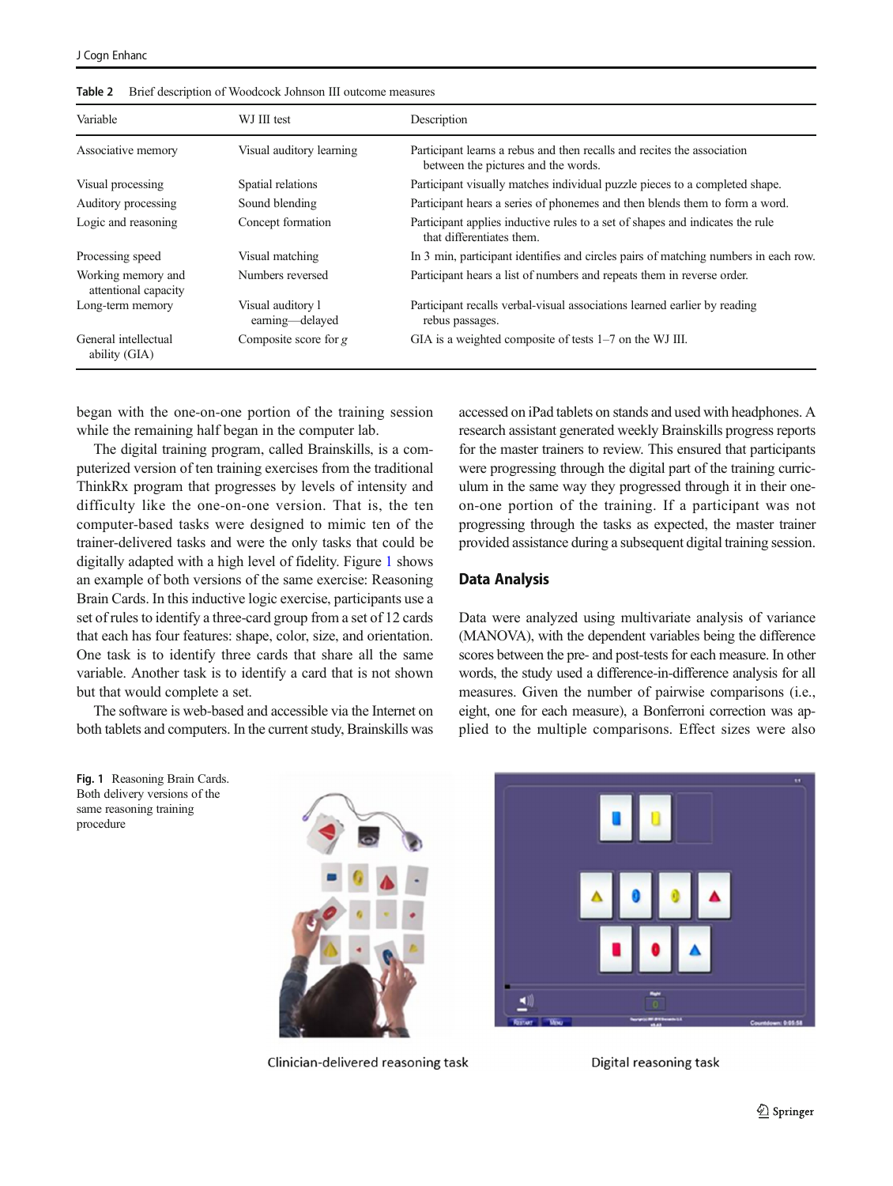**Table 2** Brief description of Woodcock Johnson III outcome measures

| Variable | WJ III test | Description |
|---|---|---|
| Associative memory | Visual auditory learning | Participant learns a rebus and then recalls and recites the association between the pictures and the words. |
| Visual processing | Spatial relations | Participant visually matches individual puzzle pieces to a completed shape. |
| Auditory processing | Sound blending | Participant hears a series of phonemes and then blends them to form a word. |
| Logic and reasoning | Concept formation | Participant applies inductive rules to a set of shapes and indicates the rule that differentiates them. |
| Processing speed | Visual matching | In 3 min, participant identifies and circles pairs of matching numbers in each row. |
| Working memory and attentional capacity | Numbers reversed | Participant hears a list of numbers and repeats them in reverse order. |
| Long-term memory | Visual auditory l earning—delayed | Participant recalls verbal-visual associations learned earlier by reading rebus passages. |
| General intellectual ability (GIA) | Composite score for *g* | GIA is a weighted composite of tests 1–7 on the WJ III. |

began with the one-on-one portion of the training session while the remaining half began in the computer lab.

The digital training program, called Brainskills, is a computerized version of ten training exercises from the traditional ThinkRx program that progresses by levels of intensity and difficulty like the one-on-one version. That is, the ten computer-based tasks were designed to mimic ten of the trainer-delivered tasks and were the only tasks that could be digitally adapted with a high level of fidelity. Figure 1 shows an example of both versions of the same exercise: Reasoning Brain Cards. In this inductive logic exercise, participants use a set of rules to identify a three-card group from a set of 12 cards that each has four features: shape, color, size, and orientation. One task is to identify three cards that share all the same variable. Another task is to identify a card that is not shown but that would complete a set.

The software is web-based and accessible via the Internet on both tablets and computers. In the current study, Brainskills was accessed on iPad tablets on stands and used with headphones. A research assistant generated weekly Brainskills progress reports for the master trainers to review. This ensured that participants were progressing through the digital part of the training curriculum in the same way they progressed through it in their one-on-one portion of the training. If a participant was not progressing through the tasks as expected, the master trainer provided assistance during a subsequent digital training session.

## Data Analysis

Data were analyzed using multivariate analysis of variance (MANOVA), with the dependent variables being the difference scores between the pre- and post-tests for each measure. In other words, the study used a difference-in-difference analysis for all measures. Given the number of pairwise comparisons (i.e., eight, one for each measure), a Bonferroni correction was applied to the multiple comparisons. Effect sizes were also

**Fig. 1** Reasoning Brain Cards. Both delivery versions of the same reasoning training procedure

Clinician-delivered reasoning task

Digital reasoning task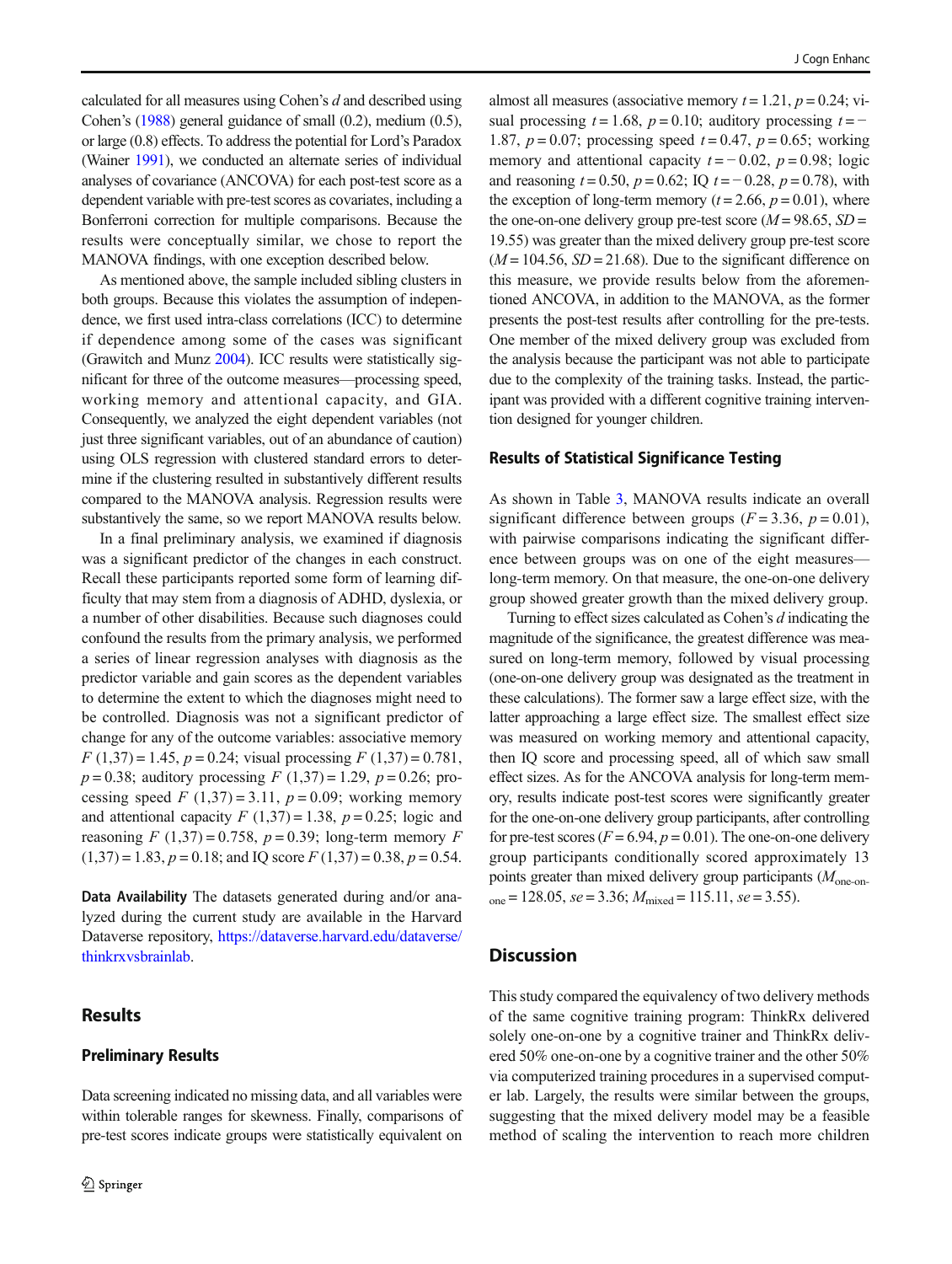calculated for all measures using Cohen's *d* and described using Cohen's (1988) general guidance of small (0.2), medium (0.5), or large (0.8) effects. To address the potential for Lord's Paradox (Wainer 1991), we conducted an alternate series of individual analyses of covariance (ANCOVA) for each post-test score as a dependent variable with pre-test scores as covariates, including a Bonferroni correction for multiple comparisons. Because the results were conceptually similar, we chose to report the MANOVA findings, with one exception described below.

As mentioned above, the sample included sibling clusters in both groups. Because this violates the assumption of independence, we first used intra-class correlations (ICC) to determine if dependence among some of the cases was significant (Grawitch and Munz 2004). ICC results were statistically significant for three of the outcome measures—processing speed, working memory and attentional capacity, and GIA. Consequently, we analyzed the eight dependent variables (not just three significant variables, out of an abundance of caution) using OLS regression with clustered standard errors to determine if the clustering resulted in substantively different results compared to the MANOVA analysis. Regression results were substantively the same, so we report MANOVA results below.

In a final preliminary analysis, we examined if diagnosis was a significant predictor of the changes in each construct. Recall these participants reported some form of learning difficulty that may stem from a diagnosis of ADHD, dyslexia, or a number of other disabilities. Because such diagnoses could confound the results from the primary analysis, we performed a series of linear regression analyses with diagnosis as the predictor variable and gain scores as the dependent variables to determine the extent to which the diagnoses might need to be controlled. Diagnosis was not a significant predictor of change for any of the outcome variables: associative memory $F\,(1,37) = 1.45$, $p = 0.24$; visual processing $F\,(1,37) = 0.781$, $p = 0.38$; auditory processing $F\,(1,37) = 1.29$, $p = 0.26$; processing speed $F\,(1,37) = 3.11$, $p = 0.09$; working memory and attentional capacity $F\,(1,37) = 1.38$, $p = 0.25$; logic and reasoning $F\,(1,37) = 0.758$, $p = 0.39$; long-term memory $F\,(1,37) = 1.83$, $p = 0.18$; and IQ score $F\,(1,37) = 0.38$, $p = 0.54$.

**Data Availability** The datasets generated during and/or analyzed during the current study are available in the Harvard Dataverse repository, https://dataverse.harvard.edu/dataverse/thinkrxvsbrainlab.

## Results

### Preliminary Results

Data screening indicated no missing data, and all variables were within tolerable ranges for skewness. Finally, comparisons of pre-test scores indicate groups were statistically equivalent on almost all measures (associative memory $t = 1.21$, $p = 0.24$; visual processing $t = 1.68$, $p = 0.10$; auditory processing $t = -1.87$, $p = 0.07$; processing speed $t = 0.47$, $p = 0.65$; working memory and attentional capacity $t = -0.02$, $p = 0.98$; logic and reasoning $t = 0.50$, $p = 0.62$; IQ $t = -0.28$, $p = 0.78$), with the exception of long-term memory ($t = 2.66$, $p = 0.01$), where the one-on-one delivery group pre-test score ($M = 98.65$, $SD = 19.55$) was greater than the mixed delivery group pre-test score ($M = 104.56$, $SD = 21.68$). Due to the significant difference on this measure, we provide results below from the aforementioned ANCOVA, in addition to the MANOVA, as the former presents the post-test results after controlling for the pre-tests. One member of the mixed delivery group was excluded from the analysis because the participant was not able to participate due to the complexity of the training tasks. Instead, the participant was provided with a different cognitive training intervention designed for younger children.

### Results of Statistical Significance Testing

As shown in Table 3, MANOVA results indicate an overall significant difference between groups ($F = 3.36$, $p = 0.01$), with pairwise comparisons indicating the significant difference between groups was on one of the eight measures—long-term memory. On that measure, the one-on-one delivery group showed greater growth than the mixed delivery group.

Turning to effect sizes calculated as Cohen's *d* indicating the magnitude of the significance, the greatest difference was measured on long-term memory, followed by visual processing (one-on-one delivery group was designated as the treatment in these calculations). The former saw a large effect size, with the latter approaching a large effect size. The smallest effect size was measured on working memory and attentional capacity, then IQ score and processing speed, all of which saw small effect sizes. As for the ANCOVA analysis for long-term memory, results indicate post-test scores were significantly greater for the one-on-one delivery group participants, after controlling for pre-test scores ($F = 6.94$, $p = 0.01$). The one-on-one delivery group participants conditionally scored approximately 13 points greater than mixed delivery group participants ($M_{\text{one-on-one}} = 128.05$, $se = 3.36$; $M_{\text{mixed}} = 115.11$, $se = 3.55$).

## Discussion

This study compared the equivalency of two delivery methods of the same cognitive training program: ThinkRx delivered solely one-on-one by a cognitive trainer and ThinkRx delivered 50% one-on-one by a cognitive trainer and the other 50% via computerized training procedures in a supervised computer lab. Largely, the results were similar between the groups, suggesting that the mixed delivery model may be a feasible method of scaling the intervention to reach more children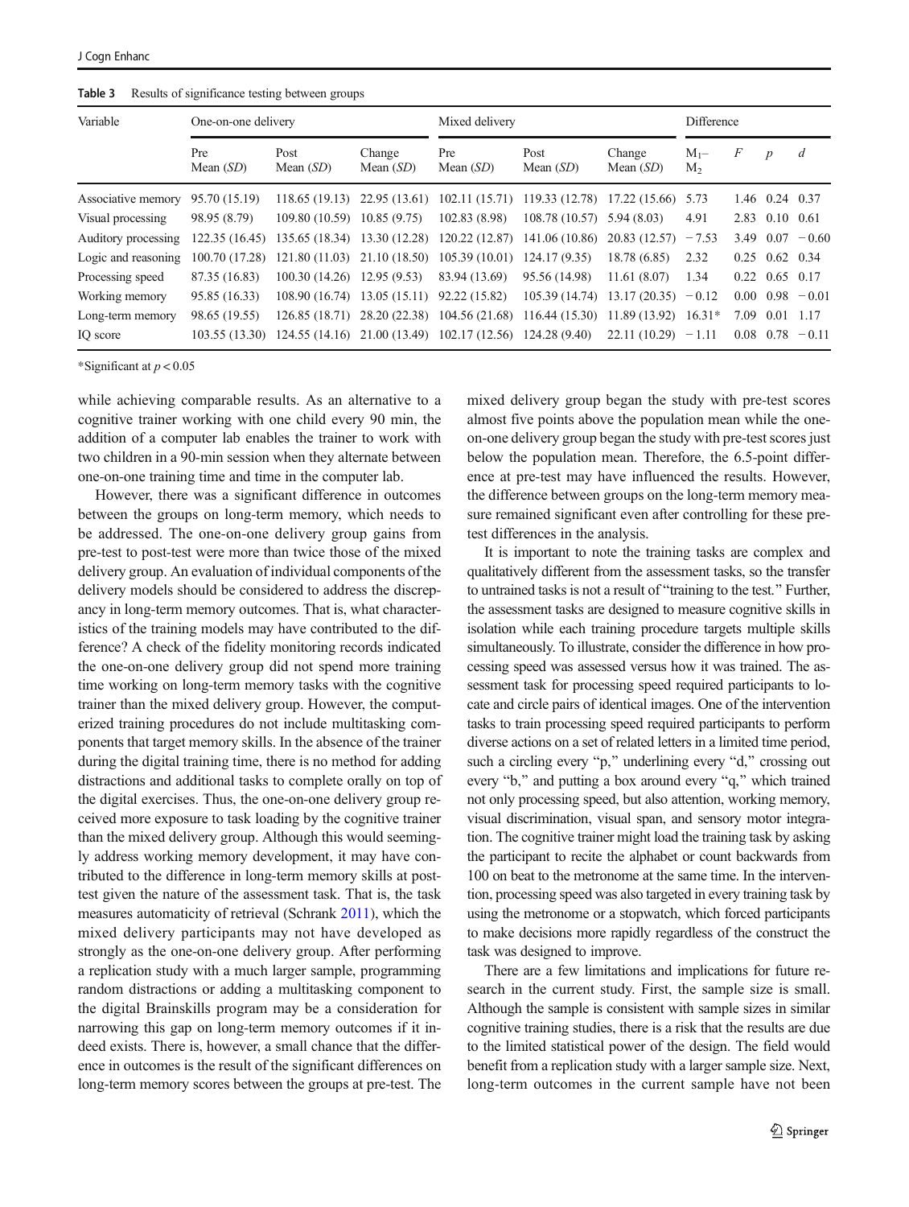**Table 3** Results of significance testing between groups

| Variable | One-on-one delivery | | | Mixed delivery | | | Difference | | | |
|---|---|---|---|---|---|---|---|---|---|---|
| | Pre Mean (*SD*) | Post Mean (*SD*) | Change Mean (*SD*) | Pre Mean (*SD*) | Post Mean (*SD*) | Change Mean (*SD*) | $M_1-M_2$ | *F* | *p* | *d* |
| Associative memory | 95.70 (15.19) | 118.65 (19.13) | 22.95 (13.61) | 102.11 (15.71) | 119.33 (12.78) | 17.22 (15.66) | 5.73 | 1.46 | 0.24 | 0.37 |
| Visual processing | 98.95 (8.79) | 109.80 (10.59) | 10.85 (9.75) | 102.83 (8.98) | 108.78 (10.57) | 5.94 (8.03) | 4.91 | 2.83 | 0.10 | 0.61 |
| Auditory processing | 122.35 (16.45) | 135.65 (18.34) | 13.30 (12.28) | 120.22 (12.87) | 141.06 (10.86) | 20.83 (12.57) | −7.53 | 3.49 | 0.07 | −0.60 |
| Logic and reasoning | 100.70 (17.28) | 121.80 (11.03) | 21.10 (18.50) | 105.39 (10.01) | 124.17 (9.35) | 18.78 (6.85) | 2.32 | 0.25 | 0.62 | 0.34 |
| Processing speed | 87.35 (16.83) | 100.30 (14.26) | 12.95 (9.53) | 83.94 (13.69) | 95.56 (14.98) | 11.61 (8.07) | 1.34 | 0.22 | 0.65 | 0.17 |
| Working memory | 95.85 (16.33) | 108.90 (16.74) | 13.05 (15.11) | 92.22 (15.82) | 105.39 (14.74) | 13.17 (20.35) | −0.12 | 0.00 | 0.98 | −0.01 |
| Long-term memory | 98.65 (19.55) | 126.85 (18.71) | 28.20 (22.38) | 104.56 (21.68) | 116.44 (15.30) | 11.89 (13.92) | 16.31* | 7.09 | 0.01 | 1.17 |
| IQ score | 103.55 (13.30) | 124.55 (14.16) | 21.00 (13.49) | 102.17 (12.56) | 124.28 (9.40) | 22.11 (10.29) | −1.11 | 0.08 | 0.78 | −0.11 |

*Significant at $p < 0.05$

while achieving comparable results. As an alternative to a cognitive trainer working with one child every 90 min, the addition of a computer lab enables the trainer to work with two children in a 90-min session when they alternate between one-on-one training time and time in the computer lab.

However, there was a significant difference in outcomes between the groups on long-term memory, which needs to be addressed. The one-on-one delivery group gains from pre-test to post-test were more than twice those of the mixed delivery group. An evaluation of individual components of the delivery models should be considered to address the discrepancy in long-term memory outcomes. That is, what characteristics of the training models may have contributed to the difference? A check of the fidelity monitoring records indicated the one-on-one delivery group did not spend more training time working on long-term memory tasks with the cognitive trainer than the mixed delivery group. However, the computerized training procedures do not include multitasking components that target memory skills. In the absence of the trainer during the digital training time, there is no method for adding distractions and additional tasks to complete orally on top of the digital exercises. Thus, the one-on-one delivery group received more exposure to task loading by the cognitive trainer than the mixed delivery group. Although this would seemingly address working memory development, it may have contributed to the difference in long-term memory skills at post-test given the nature of the assessment task. That is, the task measures automaticity of retrieval (Schrank 2011), which the mixed delivery participants may not have developed as strongly as the one-on-one delivery group. After performing a replication study with a much larger sample, programming random distractions or adding a multitasking component to the digital Brainskills program may be a consideration for narrowing this gap on long-term memory outcomes if it indeed exists. There is, however, a small chance that the difference in outcomes is the result of the significant differences on long-term memory scores between the groups at pre-test. The mixed delivery group began the study with pre-test scores almost five points above the population mean while the one-on-one delivery group began the study with pre-test scores just below the population mean. Therefore, the 6.5-point difference at pre-test may have influenced the results. However, the difference between groups on the long-term memory measure remained significant even after controlling for these pre-test differences in the analysis.

It is important to note the training tasks are complex and qualitatively different from the assessment tasks, so the transfer to untrained tasks is not a result of "training to the test." Further, the assessment tasks are designed to measure cognitive skills in isolation while each training procedure targets multiple skills simultaneously. To illustrate, consider the difference in how processing speed was assessed versus how it was trained. The assessment task for processing speed required participants to locate and circle pairs of identical images. One of the intervention tasks to train processing speed required participants to perform diverse actions on a set of related letters in a limited time period, such a circling every "p," underlining every "d," crossing out every "b," and putting a box around every "q," which trained not only processing speed, but also attention, working memory, visual discrimination, visual span, and sensory motor integration. The cognitive trainer might load the training task by asking the participant to recite the alphabet or count backwards from 100 on beat to the metronome at the same time. In the intervention, processing speed was also targeted in every training task by using the metronome or a stopwatch, which forced participants to make decisions more rapidly regardless of the construct the task was designed to improve.

There are a few limitations and implications for future research in the current study. First, the sample size is small. Although the sample is consistent with sample sizes in similar cognitive training studies, there is a risk that the results are due to the limited statistical power of the design. The field would benefit from a replication study with a larger sample size. Next, long-term outcomes in the current sample have not been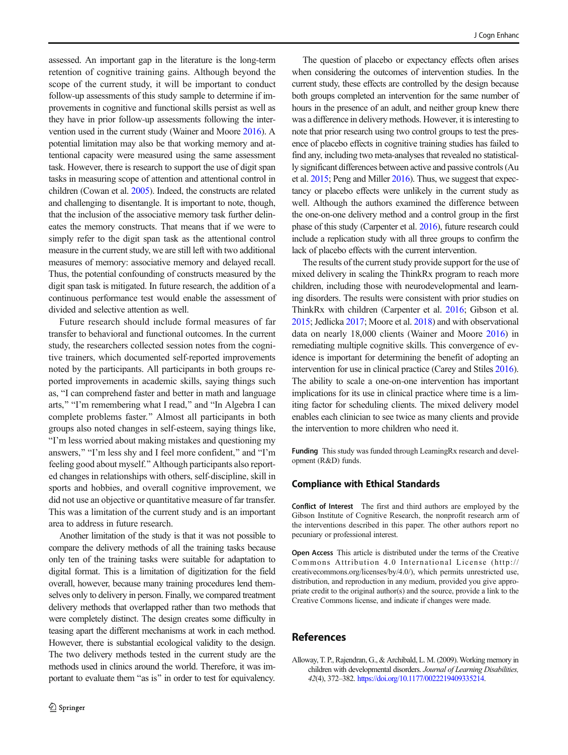assessed. An important gap in the literature is the long-term retention of cognitive training gains. Although beyond the scope of the current study, it will be important to conduct follow-up assessments of this study sample to determine if improvements in cognitive and functional skills persist as well as they have in prior follow-up assessments following the intervention used in the current study (Wainer and Moore 2016). A potential limitation may also be that working memory and attentional capacity were measured using the same assessment task. However, there is research to support the use of digit span tasks in measuring scope of attention and attentional control in children (Cowan et al. 2005). Indeed, the constructs are related and challenging to disentangle. It is important to note, though, that the inclusion of the associative memory task further delineates the memory constructs. That means that if we were to simply refer to the digit span task as the attentional control measure in the current study, we are still left with two additional measures of memory: associative memory and delayed recall. Thus, the potential confounding of constructs measured by the digit span task is mitigated. In future research, the addition of a continuous performance test would enable the assessment of divided and selective attention as well.

Future research should include formal measures of far transfer to behavioral and functional outcomes. In the current study, the researchers collected session notes from the cognitive trainers, which documented self-reported improvements noted by the participants. All participants in both groups reported improvements in academic skills, saying things such as, "I can comprehend faster and better in math and language arts," "I'm remembering what I read," and "In Algebra I can complete problems faster." Almost all participants in both groups also noted changes in self-esteem, saying things like, "I'm less worried about making mistakes and questioning my answers," "I'm less shy and I feel more confident," and "I'm feeling good about myself." Although participants also reported changes in relationships with others, self-discipline, skill in sports and hobbies, and overall cognitive improvement, we did not use an objective or quantitative measure of far transfer. This was a limitation of the current study and is an important area to address in future research.

Another limitation of the study is that it was not possible to compare the delivery methods of all the training tasks because only ten of the training tasks were suitable for adaptation to digital format. This is a limitation of digitization for the field overall, however, because many training procedures lend themselves only to delivery in person. Finally, we compared treatment delivery methods that overlapped rather than two methods that were completely distinct. The design creates some difficulty in teasing apart the different mechanisms at work in each method. However, there is substantial ecological validity to the design. The two delivery methods tested in the current study are the methods used in clinics around the world. Therefore, it was important to evaluate them "as is" in order to test for equivalency.

The question of placebo or expectancy effects often arises when considering the outcomes of intervention studies. In the current study, these effects are controlled by the design because both groups completed an intervention for the same number of hours in the presence of an adult, and neither group knew there was a difference in delivery methods. However, it is interesting to note that prior research using two control groups to test the presence of placebo effects in cognitive training studies has failed to find any, including two meta-analyses that revealed no statistically significant differences between active and passive controls (Au et al. 2015; Peng and Miller 2016). Thus, we suggest that expectancy or placebo effects were unlikely in the current study as well. Although the authors examined the difference between the one-on-one delivery method and a control group in the first phase of this study (Carpenter et al. 2016), future research could include a replication study with all three groups to confirm the lack of placebo effects with the current intervention.

The results of the current study provide support for the use of mixed delivery in scaling the ThinkRx program to reach more children, including those with neurodevelopmental and learning disorders. The results were consistent with prior studies on ThinkRx with children (Carpenter et al. 2016; Gibson et al. 2015; Jedlicka 2017; Moore et al. 2018) and with observational data on nearly 18,000 clients (Wainer and Moore 2016) in remediating multiple cognitive skills. This convergence of evidence is important for determining the benefit of adopting an intervention for use in clinical practice (Carey and Stiles 2016). The ability to scale a one-on-one intervention has important implications for its use in clinical practice where time is a limiting factor for scheduling clients. The mixed delivery model enables each clinician to see twice as many clients and provide the intervention to more children who need it.

**Funding** This study was funded through LearningRx research and development (R&D) funds.

## Compliance with Ethical Standards

**Conflict of Interest** The first and third authors are employed by the Gibson Institute of Cognitive Research, the nonprofit research arm of the interventions described in this paper. The other authors report no pecuniary or professional interest.

**Open Access** This article is distributed under the terms of the Creative Commons Attribution 4.0 International License (http://creativecommons.org/licenses/by/4.0/), which permits unrestricted use, distribution, and reproduction in any medium, provided you give appropriate credit to the original author(s) and the source, provide a link to the Creative Commons license, and indicate if changes were made.

## References

Alloway, T. P., Rajendran, G., & Archibald, L. M. (2009). Working memory in children with developmental disorders. *Journal of Learning Disabilities, 42*(4), 372–382. https://doi.org/10.1177/0022219409335214.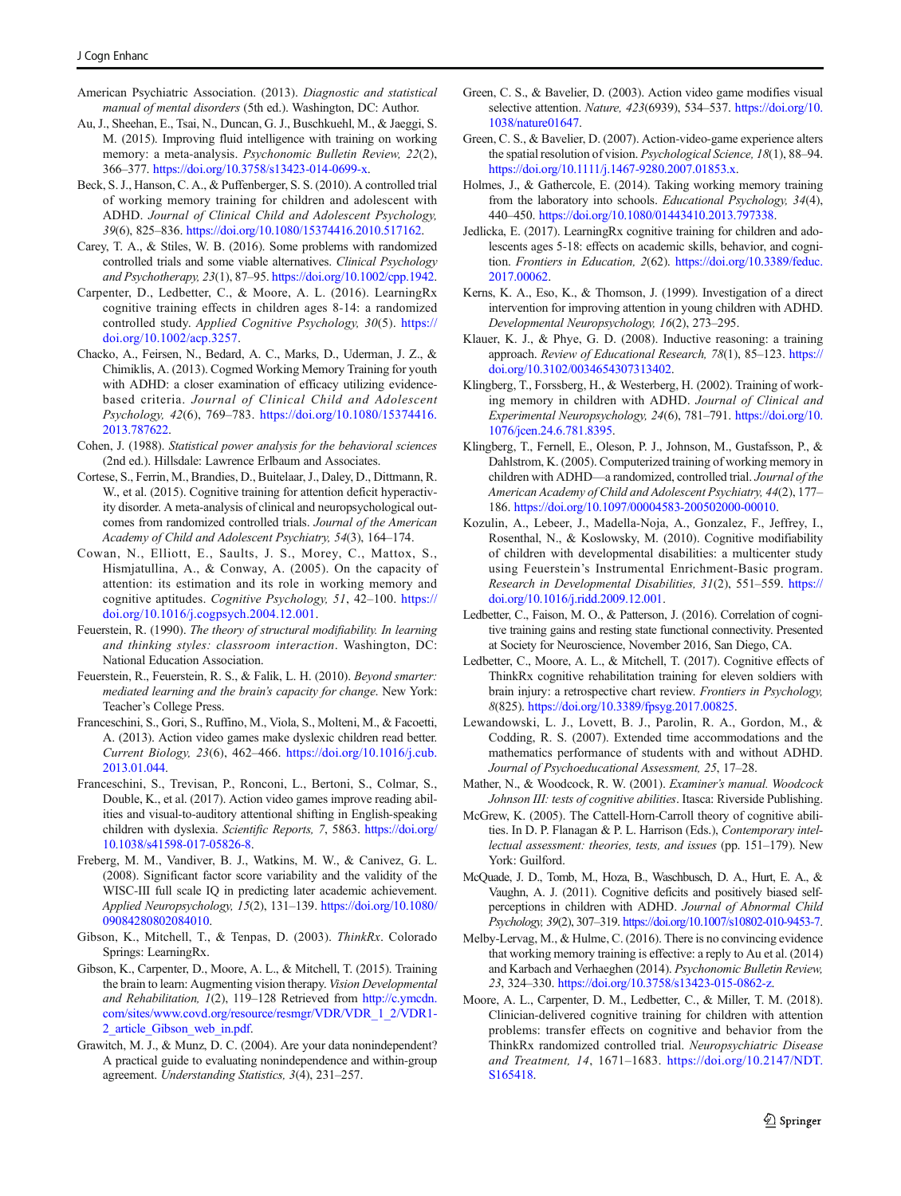American Psychiatric Association. (2013). *Diagnostic and statistical manual of mental disorders* (5th ed.). Washington, DC: Author.

Au, J., Sheehan, E., Tsai, N., Duncan, G. J., Buschkuehl, M., & Jaeggi, S. M. (2015). Improving fluid intelligence with training on working memory: a meta-analysis. *Psychonomic Bulletin Review, 22*(2), 366–377. https://doi.org/10.3758/s13423-014-0699-x.

Beck, S. J., Hanson, C. A., & Puffenberger, S. S. (2010). A controlled trial of working memory training for children and adolescent with ADHD. *Journal of Clinical Child and Adolescent Psychology, 39*(6), 825–836. https://doi.org/10.1080/15374416.2010.517162.

Carey, T. A., & Stiles, W. B. (2016). Some problems with randomized controlled trials and some viable alternatives. *Clinical Psychology and Psychotherapy, 23*(1), 87–95. https://doi.org/10.1002/cpp.1942.

Carpenter, D., Ledbetter, C., & Moore, A. L. (2016). LearningRx cognitive training effects in children ages 8-14: a randomized controlled study. *Applied Cognitive Psychology, 30*(5). https://doi.org/10.1002/acp.3257.

Chacko, A., Feirsen, N., Bedard, A. C., Marks, D., Uderman, J. Z., & Chimiklis, A. (2013). Cogmed Working Memory Training for youth with ADHD: a closer examination of efficacy utilizing evidence-based criteria. *Journal of Clinical Child and Adolescent Psychology, 42*(6), 769–783. https://doi.org/10.1080/15374416.2013.787622.

Cohen, J. (1988). *Statistical power analysis for the behavioral sciences* (2nd ed.). Hillsdale: Lawrence Erlbaum and Associates.

Cortese, S., Ferrin, M., Brandies, D., Buitelaar, J., Daley, D., Dittmann, R. W., et al. (2015). Cognitive training for attention deficit hyperactivity disorder. A meta-analysis of clinical and neuropsychological outcomes from randomized controlled trials. *Journal of the American Academy of Child and Adolescent Psychiatry, 54*(3), 164–174.

Cowan, N., Elliott, E., Saults, J. S., Morey, C., Mattox, S., Hismjatullina, A., & Conway, A. (2005). On the capacity of attention: its estimation and its role in working memory and cognitive aptitudes. *Cognitive Psychology, 51*, 42–100. https://doi.org/10.1016/j.cogpsych.2004.12.001.

Feuerstein, R. (1990). *The theory of structural modifiability. In learning and thinking styles: classroom interaction*. Washington, DC: National Education Association.

Feuerstein, R., Feuerstein, R. S., & Falik, L. H. (2010). *Beyond smarter: mediated learning and the brain's capacity for change*. New York: Teacher's College Press.

Franceschini, S., Gori, S., Ruffino, M., Viola, S., Molteni, M., & Facoetti, A. (2013). Action video games make dyslexic children read better. *Current Biology, 23*(6), 462–466. https://doi.org/10.1016/j.cub.2013.01.044.

Franceschini, S., Trevisan, P., Ronconi, L., Bertoni, S., Colmar, S., Double, K., et al. (2017). Action video games improve reading abilities and visual-to-auditory attentional shifting in English-speaking children with dyslexia. *Scientific Reports, 7*, 5863. https://doi.org/10.1038/s41598-017-05826-8.

Freberg, M. M., Vandiver, B. J., Watkins, M. W., & Canivez, G. L. (2008). Significant factor score variability and the validity of the WISC-III full scale IQ in predicting later academic achievement. *Applied Neuropsychology, 15*(2), 131–139. https://doi.org/10.1080/09084280802084010.

Gibson, K., Mitchell, T., & Tenpas, D. (2003). *ThinkRx*. Colorado Springs: LearningRx.

Gibson, K., Carpenter, D., Moore, A. L., & Mitchell, T. (2015). Training the brain to learn: Augmenting vision therapy. *Vision Developmental and Rehabilitation, 1*(2), 119–128 Retrieved from http://c.ymcdn.com/sites/www.covd.org/resource/resmgr/VDR/VDR_1_2/VDR1-2_article_Gibson_web_in.pdf.

Grawitch, M. J., & Munz, D. C. (2004). Are your data nonindependent? A practical guide to evaluating nonindependence and within-group agreement. *Understanding Statistics, 3*(4), 231–257.

Green, C. S., & Bavelier, D. (2003). Action video game modifies visual selective attention. *Nature, 423*(6939), 534–537. https://doi.org/10.1038/nature01647.

Green, C. S., & Bavelier, D. (2007). Action-video-game experience alters the spatial resolution of vision. *Psychological Science, 18*(1), 88–94. https://doi.org/10.1111/j.1467-9280.2007.01853.x.

Holmes, J., & Gathercole, E. (2014). Taking working memory training from the laboratory into schools. *Educational Psychology, 34*(4), 440–450. https://doi.org/10.1080/01443410.2013.797338.

Jedlicka, E. (2017). LearningRx cognitive training for children and adolescents ages 5-18: effects on academic skills, behavior, and cognition. *Frontiers in Education, 2*(62). https://doi.org/10.3389/feduc.2017.00062.

Kerns, K. A., Eso, K., & Thomson, J. (1999). Investigation of a direct intervention for improving attention in young children with ADHD. *Developmental Neuropsychology, 16*(2), 273–295.

Klauer, K. J., & Phye, G. D. (2008). Inductive reasoning: a training approach. *Review of Educational Research, 78*(1), 85–123. https://doi.org/10.3102/0034654307313402.

Klingberg, T., Forssberg, H., & Westerberg, H. (2002). Training of working memory in children with ADHD. *Journal of Clinical and Experimental Neuropsychology, 24*(6), 781–791. https://doi.org/10.1076/jcen.24.6.781.8395.

Klingberg, T., Fernell, E., Oleson, P. J., Johnson, M., Gustafsson, P., & Dahlstrom, K. (2005). Computerized training of working memory in children with ADHD—a randomized, controlled trial. *Journal of the American Academy of Child and Adolescent Psychiatry, 44*(2), 177–186. https://doi.org/10.1097/00004583-200502000-00010.

Kozulin, A., Lebeer, J., Madella-Noja, A., Gonzalez, F., Jeffrey, I., Rosenthal, N., & Koslowsky, M. (2010). Cognitive modifiability of children with developmental disabilities: a multicenter study using Feuerstein's Instrumental Enrichment-Basic program. *Research in Developmental Disabilities, 31*(2), 551–559. https://doi.org/10.1016/j.ridd.2009.12.001.

Ledbetter, C., Faison, M. O., & Patterson, J. (2016). Correlation of cognitive training gains and resting state functional connectivity. Presented at Society for Neuroscience, November 2016, San Diego, CA.

Ledbetter, C., Moore, A. L., & Mitchell, T. (2017). Cognitive effects of ThinkRx cognitive rehabilitation training for eleven soldiers with brain injury: a retrospective chart review. *Frontiers in Psychology, 8*(825). https://doi.org/10.3389/fpsyg.2017.00825.

Lewandowski, L. J., Lovett, B. J., Parolin, R. A., Gordon, M., & Codding, R. S. (2007). Extended time accommodations and the mathematics performance of students with and without ADHD. *Journal of Psychoeducational Assessment, 25*, 17–28.

Mather, N., & Woodcock, R. W. (2001). *Examiner's manual. Woodcock Johnson III: tests of cognitive abilities*. Itasca: Riverside Publishing.

McGrew, K. (2005). The Cattell-Horn-Carroll theory of cognitive abilities. In D. P. Flanagan & P. L. Harrison (Eds.), *Contemporary intellectual assessment: theories, tests, and issues* (pp. 151–179). New York: Guilford.

McQuade, J. D., Tomb, M., Hoza, B., Waschbusch, D. A., Hurt, E. A., & Vaughn, A. J. (2011). Cognitive deficits and positively biased self-perceptions in children with ADHD. *Journal of Abnormal Child Psychology, 39*(2), 307–319. https://doi.org/10.1007/s10802-010-9453-7.

Melby-Lervag, M., & Hulme, C. (2016). There is no convincing evidence that working memory training is effective: a reply to Au et al. (2014) and Karbach and Verhaeghen (2014). *Psychonomic Bulletin Review, 23*, 324–330. https://doi.org/10.3758/s13423-015-0862-z.

Moore, A. L., Carpenter, D. M., Ledbetter, C., & Miller, T. M. (2018). Clinician-delivered cognitive training for children with attention problems: transfer effects on cognitive and behavior from the ThinkRx randomized controlled trial. *Neuropsychiatric Disease and Treatment, 14*, 1671–1683. https://doi.org/10.2147/NDT.S165418.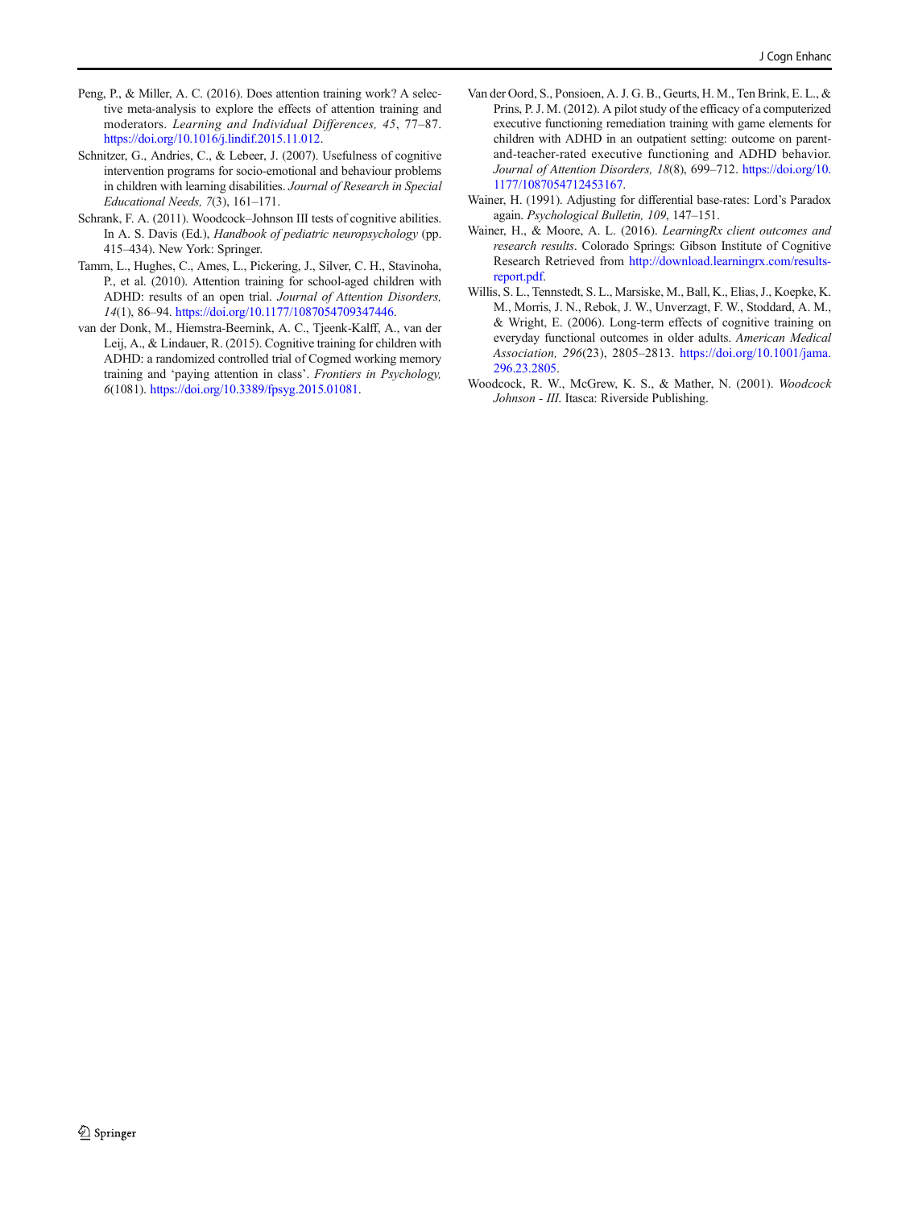Peng, P., & Miller, A. C. (2016). Does attention training work? A selective meta-analysis to explore the effects of attention training and moderators. *Learning and Individual Differences, 45*, 77–87. https://doi.org/10.1016/j.lindif.2015.11.012.

Schnitzer, G., Andries, C., & Lebeer, J. (2007). Usefulness of cognitive intervention programs for socio-emotional and behaviour problems in children with learning disabilities. *Journal of Research in Special Educational Needs, 7*(3), 161–171.

Schrank, F. A. (2011). Woodcock–Johnson III tests of cognitive abilities. In A. S. Davis (Ed.), *Handbook of pediatric neuropsychology* (pp. 415–434). New York: Springer.

Tamm, L., Hughes, C., Ames, L., Pickering, J., Silver, C. H., Stavinoha, P., et al. (2010). Attention training for school-aged children with ADHD: results of an open trial. *Journal of Attention Disorders, 14*(1), 86–94. https://doi.org/10.1177/1087054709347446.

van der Donk, M., Hiemstra-Beernink, A. C., Tjeenk-Kalff, A., van der Leij, A., & Lindauer, R. (2015). Cognitive training for children with ADHD: a randomized controlled trial of Cogmed working memory training and 'paying attention in class'. *Frontiers in Psychology, 6*(1081). https://doi.org/10.3389/fpsyg.2015.01081.

Van der Oord, S., Ponsioen, A. J. G. B., Geurts, H. M., Ten Brink, E. L., & Prins, P. J. M. (2012). A pilot study of the efficacy of a computerized executive functioning remediation training with game elements for children with ADHD in an outpatient setting: outcome on parent- and-teacher-rated executive functioning and ADHD behavior. *Journal of Attention Disorders, 18*(8), 699–712. https://doi.org/10.1177/1087054712453167.

Wainer, H. (1991). Adjusting for differential base-rates: Lord's Paradox again. *Psychological Bulletin, 109*, 147–151.

Wainer, H., & Moore, A. L. (2016). *LearningRx client outcomes and research results*. Colorado Springs: Gibson Institute of Cognitive Research Retrieved from http://download.learningrx.com/results-report.pdf.

Willis, S. L., Tennstedt, S. L., Marsiske, M., Ball, K., Elias, J., Koepke, K. M., Morris, J. N., Rebok, J. W., Unverzagt, F. W., Stoddard, A. M., & Wright, E. (2006). Long-term effects of cognitive training on everyday functional outcomes in older adults. *American Medical Association, 296*(23), 2805–2813. https://doi.org/10.1001/jama.296.23.2805.

Woodcock, R. W., McGrew, K. S., & Mather, N. (2001). *Woodcock Johnson - III*. Itasca: Riverside Publishing.